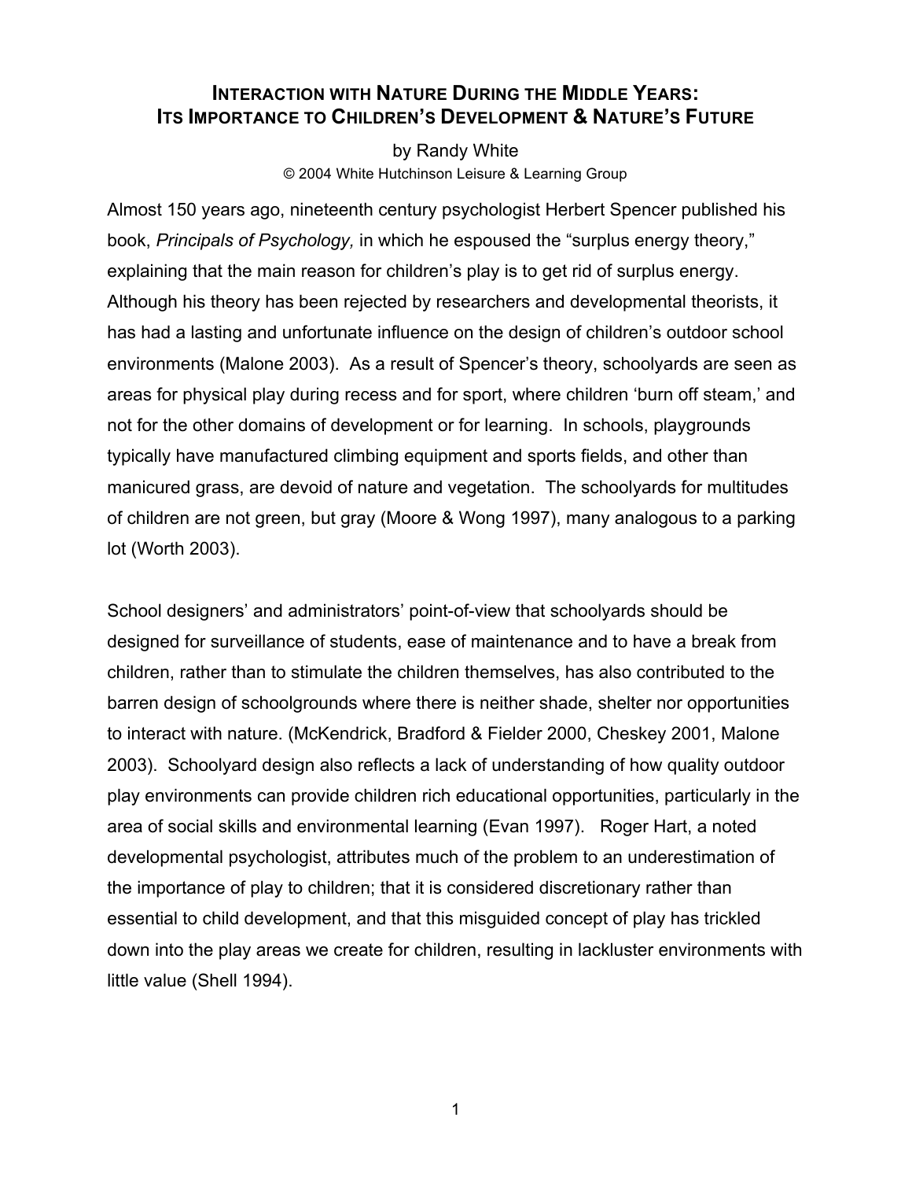# Interaction with Nature During the Middle Years: Its Importance to Children's Development & Nature's Future

by Randy White

© 2004 White Hutchinson Leisure & Learning Group

Almost 150 years ago, nineteenth century psychologist Herbert Spencer published his book, *Principals of Psychology,* in which he espoused the "surplus energy theory," explaining that the main reason for children's play is to get rid of surplus energy. Although his theory has been rejected by researchers and developmental theorists, it has had a lasting and unfortunate influence on the design of children's outdoor school environments (Malone 2003). As a result of Spencer's theory, schoolyards are seen as areas for physical play during recess and for sport, where children 'burn off steam,' and not for the other domains of development or for learning. In schools, playgrounds typically have manufactured climbing equipment and sports fields, and other than manicured grass, are devoid of nature and vegetation. The schoolyards for multitudes of children are not green, but gray (Moore & Wong 1997), many analogous to a parking lot (Worth 2003).

School designers' and administrators' point-of-view that schoolyards should be designed for surveillance of students, ease of maintenance and to have a break from children, rather than to stimulate the children themselves, has also contributed to the barren design of schoolgrounds where there is neither shade, shelter nor opportunities to interact with nature. (McKendrick, Bradford & Fielder 2000, Cheskey 2001, Malone 2003). Schoolyard design also reflects a lack of understanding of how quality outdoor play environments can provide children rich educational opportunities, particularly in the area of social skills and environmental learning (Evan 1997). Roger Hart, a noted developmental psychologist, attributes much of the problem to an underestimation of the importance of play to children; that it is considered discretionary rather than essential to child development, and that this misguided concept of play has trickled down into the play areas we create for children, resulting in lackluster environments with little value (Shell 1994).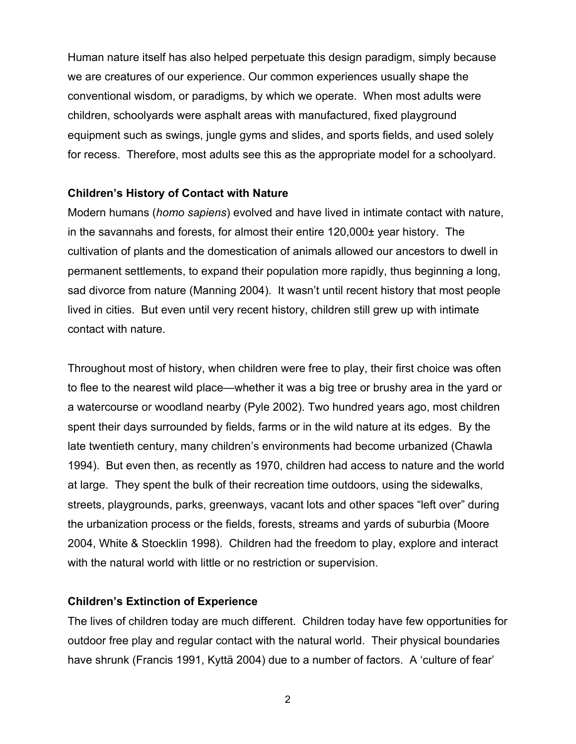Human nature itself has also helped perpetuate this design paradigm, simply because we are creatures of our experience. Our common experiences usually shape the conventional wisdom, or paradigms, by which we operate. When most adults were children, schoolyards were asphalt areas with manufactured, fixed playground equipment such as swings, jungle gyms and slides, and sports fields, and used solely for recess. Therefore, most adults see this as the appropriate model for a schoolyard.

### Children's History of Contact with Nature

Modern humans (*homo sapiens*) evolved and have lived in intimate contact with nature, in the savannahs and forests, for almost their entire 120,000± year history. The cultivation of plants and the domestication of animals allowed our ancestors to dwell in permanent settlements, to expand their population more rapidly, thus beginning a long, sad divorce from nature (Manning 2004). It wasn't until recent history that most people lived in cities. But even until very recent history, children still grew up with intimate contact with nature.

Throughout most of history, when children were free to play, their first choice was often to flee to the nearest wild place—whether it was a big tree or brushy area in the yard or a watercourse or woodland nearby (Pyle 2002). Two hundred years ago, most children spent their days surrounded by fields, farms or in the wild nature at its edges. By the late twentieth century, many children's environments had become urbanized (Chawla 1994). But even then, as recently as 1970, children had access to nature and the world at large. They spent the bulk of their recreation time outdoors, using the sidewalks, streets, playgrounds, parks, greenways, vacant lots and other spaces "left over" during the urbanization process or the fields, forests, streams and yards of suburbia (Moore 2004, White & Stoecklin 1998). Children had the freedom to play, explore and interact with the natural world with little or no restriction or supervision.

### Children's Extinction of Experience

The lives of children today are much different. Children today have few opportunities for outdoor free play and regular contact with the natural world. Their physical boundaries have shrunk (Francis 1991, Kyttä 2004) due to a number of factors. A 'culture of fear'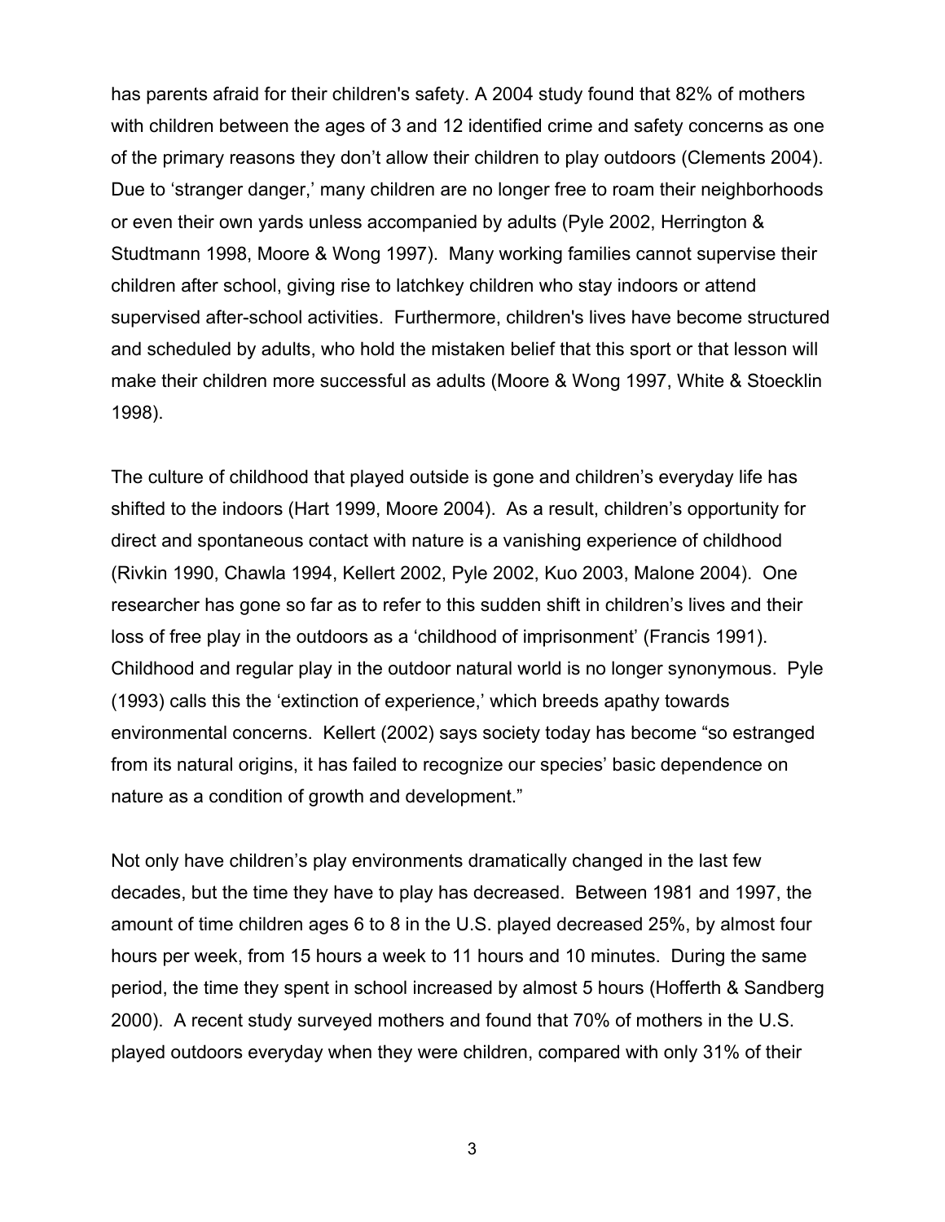has parents afraid for their children's safety. A 2004 study found that 82% of mothers with children between the ages of 3 and 12 identified crime and safety concerns as one of the primary reasons they don't allow their children to play outdoors (Clements 2004). Due to 'stranger danger,' many children are no longer free to roam their neighborhoods or even their own yards unless accompanied by adults (Pyle 2002, Herrington & Studtmann 1998, Moore & Wong 1997). Many working families cannot supervise their children after school, giving rise to latchkey children who stay indoors or attend supervised after-school activities. Furthermore, children's lives have become structured and scheduled by adults, who hold the mistaken belief that this sport or that lesson will make their children more successful as adults (Moore & Wong 1997, White & Stoecklin 1998).

The culture of childhood that played outside is gone and children's everyday life has shifted to the indoors (Hart 1999, Moore 2004). As a result, children's opportunity for direct and spontaneous contact with nature is a vanishing experience of childhood (Rivkin 1990, Chawla 1994, Kellert 2002, Pyle 2002, Kuo 2003, Malone 2004). One researcher has gone so far as to refer to this sudden shift in children's lives and their loss of free play in the outdoors as a 'childhood of imprisonment' (Francis 1991). Childhood and regular play in the outdoor natural world is no longer synonymous. Pyle (1993) calls this the 'extinction of experience,' which breeds apathy towards environmental concerns. Kellert (2002) says society today has become "so estranged from its natural origins, it has failed to recognize our species' basic dependence on nature as a condition of growth and development."

Not only have children's play environments dramatically changed in the last few decades, but the time they have to play has decreased. Between 1981 and 1997, the amount of time children ages 6 to 8 in the U.S. played decreased 25%, by almost four hours per week, from 15 hours a week to 11 hours and 10 minutes. During the same period, the time they spent in school increased by almost 5 hours (Hofferth & Sandberg 2000). A recent study surveyed mothers and found that 70% of mothers in the U.S. played outdoors everyday when they were children, compared with only 31% of their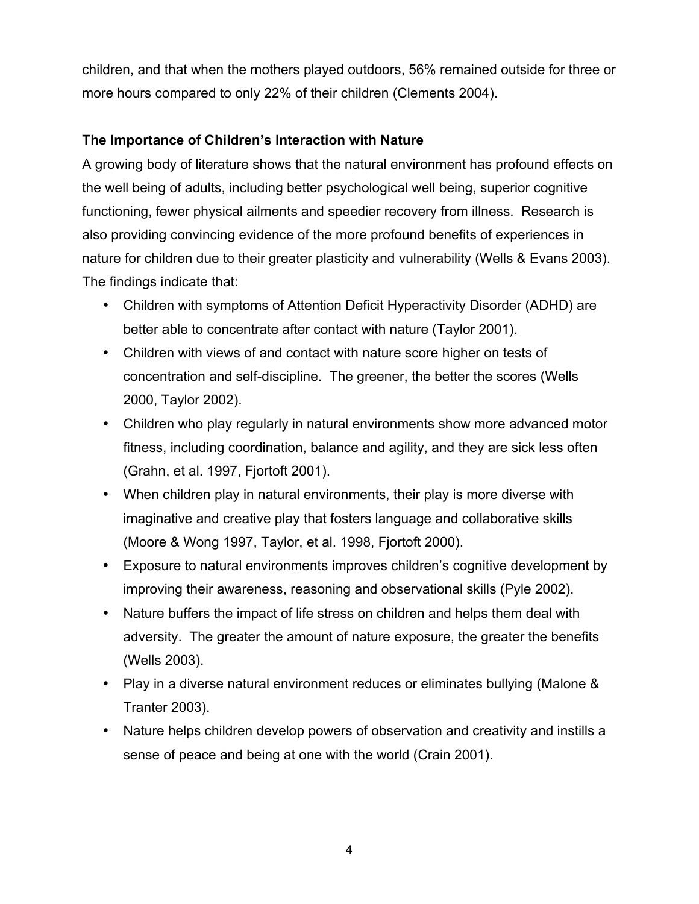children, and that when the mothers played outdoors, 56% remained outside for three or more hours compared to only 22% of their children (Clements 2004).

**The Importance of Children's Interaction with Nature**

A growing body of literature shows that the natural environment has profound effects on the well being of adults, including better psychological well being, superior cognitive functioning, fewer physical ailments and speedier recovery from illness. Research is also providing convincing evidence of the more profound benefits of experiences in nature for children due to their greater plasticity and vulnerability (Wells & Evans 2003). The findings indicate that:

- Children with symptoms of Attention Deficit Hyperactivity Disorder (ADHD) are better able to concentrate after contact with nature (Taylor 2001).
- Children with views of and contact with nature score higher on tests of concentration and self-discipline. The greener, the better the scores (Wells 2000, Taylor 2002).
- Children who play regularly in natural environments show more advanced motor fitness, including coordination, balance and agility, and they are sick less often (Grahn, et al. 1997, Fjortoft 2001).
- When children play in natural environments, their play is more diverse with imaginative and creative play that fosters language and collaborative skills (Moore & Wong 1997, Taylor, et al. 1998, Fjortoft 2000).
- Exposure to natural environments improves children's cognitive development by improving their awareness, reasoning and observational skills (Pyle 2002).
- Nature buffers the impact of life stress on children and helps them deal with adversity. The greater the amount of nature exposure, the greater the benefits (Wells 2003).
- Play in a diverse natural environment reduces or eliminates bullying (Malone & Tranter 2003).
- Nature helps children develop powers of observation and creativity and instills a sense of peace and being at one with the world (Crain 2001).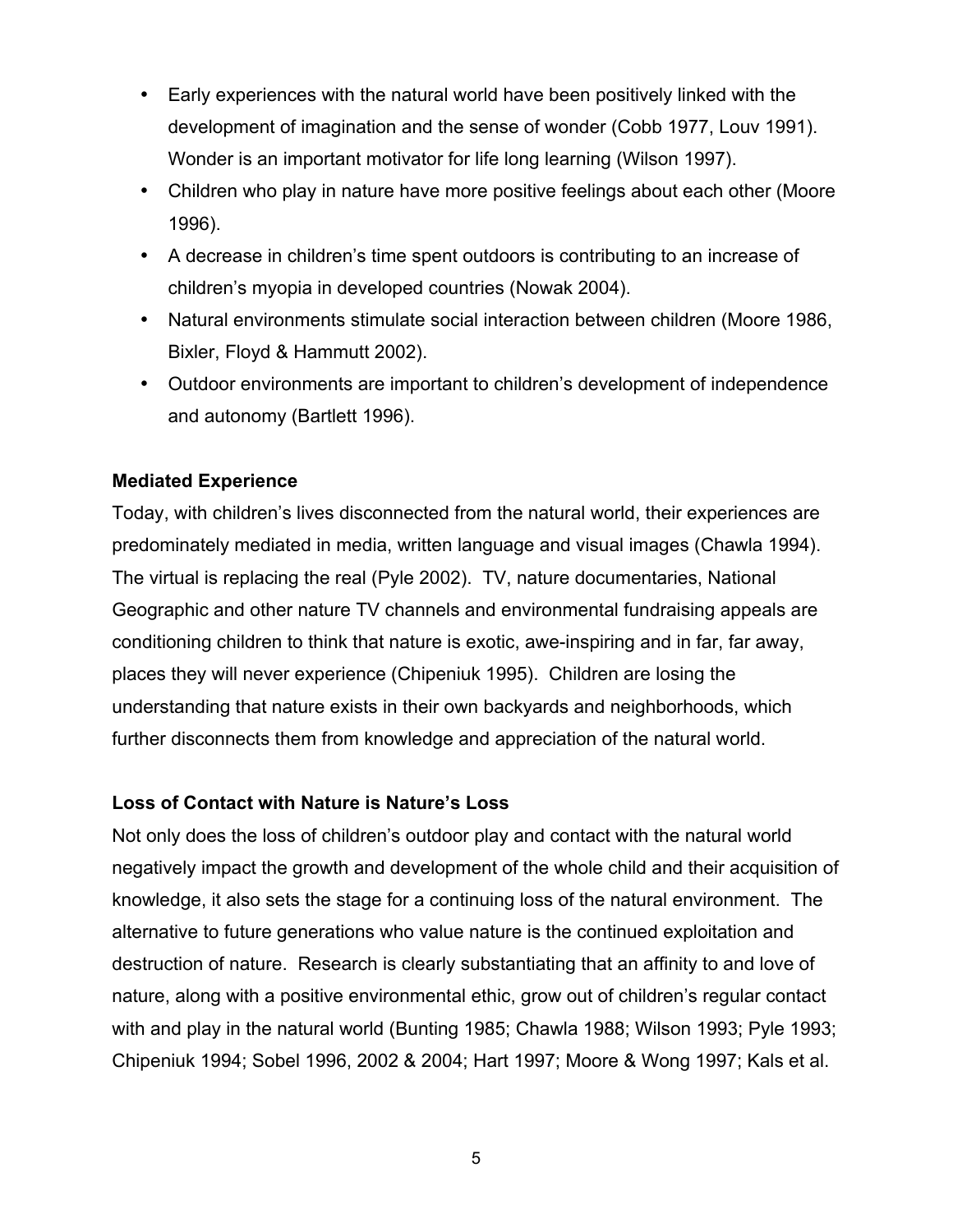- Early experiences with the natural world have been positively linked with the development of imagination and the sense of wonder (Cobb 1977, Louv 1991). Wonder is an important motivator for life long learning (Wilson 1997).
- Children who play in nature have more positive feelings about each other (Moore 1996).
- A decrease in children's time spent outdoors is contributing to an increase of children's myopia in developed countries (Nowak 2004).
- Natural environments stimulate social interaction between children (Moore 1986, Bixler, Floyd & Hammutt 2002).
- Outdoor environments are important to children's development of independence and autonomy (Bartlett 1996).

**Mediated Experience**

Today, with children's lives disconnected from the natural world, their experiences are predominately mediated in media, written language and visual images (Chawla 1994). The virtual is replacing the real (Pyle 2002). TV, nature documentaries, National Geographic and other nature TV channels and environmental fundraising appeals are conditioning children to think that nature is exotic, awe-inspiring and in far, far away, places they will never experience (Chipeniuk 1995). Children are losing the understanding that nature exists in their own backyards and neighborhoods, which further disconnects them from knowledge and appreciation of the natural world.

**Loss of Contact with Nature is Nature's Loss**

Not only does the loss of children's outdoor play and contact with the natural world negatively impact the growth and development of the whole child and their acquisition of knowledge, it also sets the stage for a continuing loss of the natural environment. The alternative to future generations who value nature is the continued exploitation and destruction of nature. Research is clearly substantiating that an affinity to and love of nature, along with a positive environmental ethic, grow out of children's regular contact with and play in the natural world (Bunting 1985; Chawla 1988; Wilson 1993; Pyle 1993; Chipeniuk 1994; Sobel 1996, 2002 & 2004; Hart 1997; Moore & Wong 1997; Kals et al.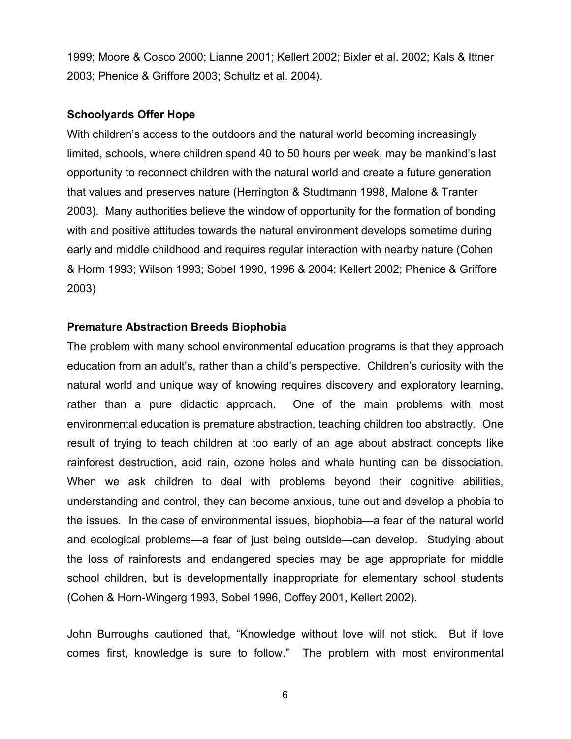1999; Moore & Cosco 2000; Lianne 2001; Kellert 2002; Bixler et al. 2002; Kals & Ittner 2003; Phenice & Griffore 2003; Schultz et al. 2004).

**Schoolyards Offer Hope**

With children's access to the outdoors and the natural world becoming increasingly limited, schools, where children spend 40 to 50 hours per week, may be mankind's last opportunity to reconnect children with the natural world and create a future generation that values and preserves nature (Herrington & Studtmann 1998, Malone & Tranter 2003). Many authorities believe the window of opportunity for the formation of bonding with and positive attitudes towards the natural environment develops sometime during early and middle childhood and requires regular interaction with nearby nature (Cohen & Horm 1993; Wilson 1993; Sobel 1990, 1996 & 2004; Kellert 2002; Phenice & Griffore 2003)

**Premature Abstraction Breeds Biophobia**

The problem with many school environmental education programs is that they approach education from an adult's, rather than a child's perspective. Children's curiosity with the natural world and unique way of knowing requires discovery and exploratory learning, rather than a pure didactic approach. One of the main problems with most environmental education is premature abstraction, teaching children too abstractly. One result of trying to teach children at too early of an age about abstract concepts like rainforest destruction, acid rain, ozone holes and whale hunting can be dissociation. When we ask children to deal with problems beyond their cognitive abilities, understanding and control, they can become anxious, tune out and develop a phobia to the issues. In the case of environmental issues, biophobia—a fear of the natural world and ecological problems—a fear of just being outside—can develop. Studying about the loss of rainforests and endangered species may be age appropriate for middle school children, but is developmentally inappropriate for elementary school students (Cohen & Horn-Wingerg 1993, Sobel 1996, Coffey 2001, Kellert 2002).

John Burroughs cautioned that, "Knowledge without love will not stick. But if love comes first, knowledge is sure to follow." The problem with most environmental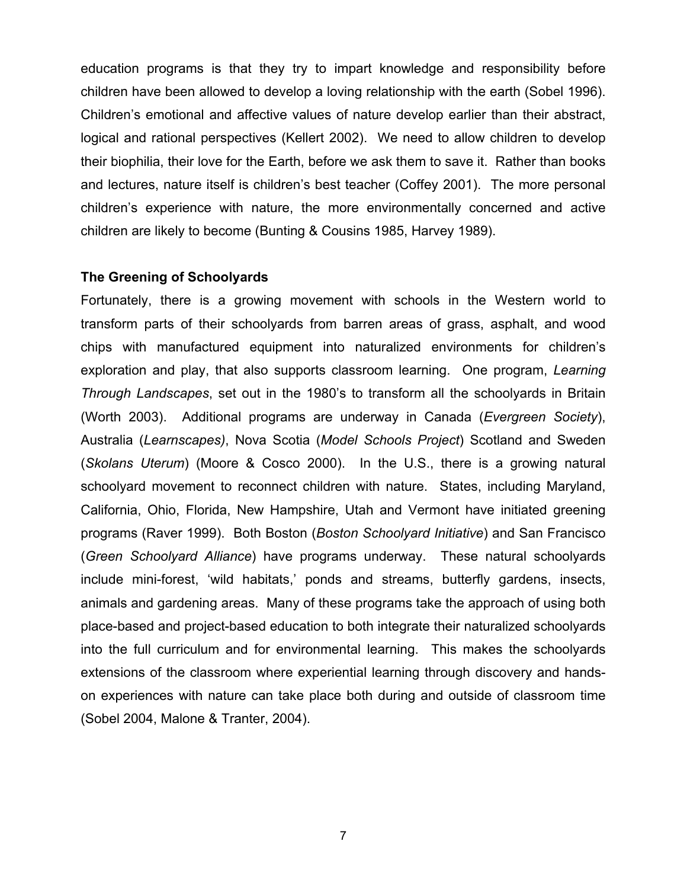education programs is that they try to impart knowledge and responsibility before children have been allowed to develop a loving relationship with the earth (Sobel 1996). Children's emotional and affective values of nature develop earlier than their abstract, logical and rational perspectives (Kellert 2002). We need to allow children to develop their biophilia, their love for the Earth, before we ask them to save it. Rather than books and lectures, nature itself is children's best teacher (Coffey 2001). The more personal children's experience with nature, the more environmentally concerned and active children are likely to become (Bunting & Cousins 1985, Harvey 1989).

**The Greening of Schoolyards**

Fortunately, there is a growing movement with schools in the Western world to transform parts of their schoolyards from barren areas of grass, asphalt, and wood chips with manufactured equipment into naturalized environments for children's exploration and play, that also supports classroom learning. One program, *Learning Through Landscapes*, set out in the 1980's to transform all the schoolyards in Britain (Worth 2003). Additional programs are underway in Canada (*Evergreen Society*), Australia (*Learnscapes)*, Nova Scotia (*Model Schools Project*) Scotland and Sweden (*Skolans Uterum*) (Moore & Cosco 2000). In the U.S., there is a growing natural schoolyard movement to reconnect children with nature. States, including Maryland, California, Ohio, Florida, New Hampshire, Utah and Vermont have initiated greening programs (Raver 1999). Both Boston (*Boston Schoolyard Initiative*) and San Francisco (*Green Schoolyard Alliance*) have programs underway. These natural schoolyards include mini-forest, 'wild habitats,' ponds and streams, butterfly gardens, insects, animals and gardening areas. Many of these programs take the approach of using both place-based and project-based education to both integrate their naturalized schoolyards into the full curriculum and for environmental learning. This makes the schoolyards extensions of the classroom where experiential learning through discovery and hands-on experiences with nature can take place both during and outside of classroom time (Sobel 2004, Malone & Tranter, 2004).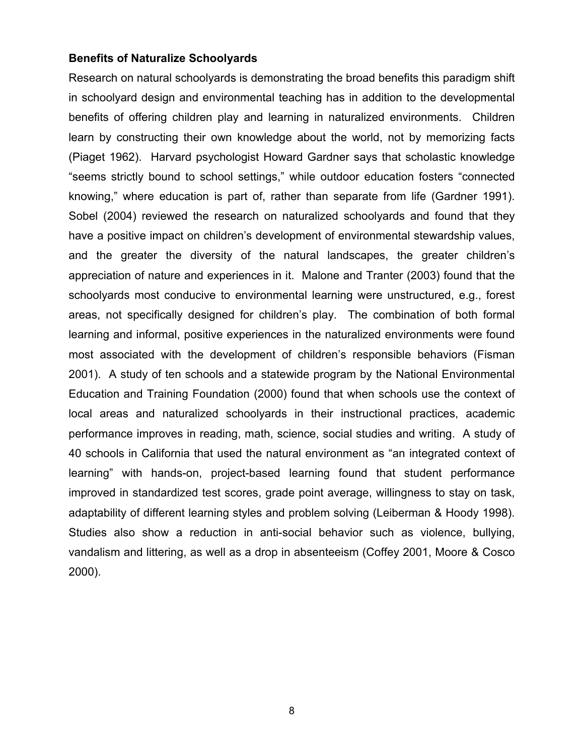**Benefits of Naturalize Schoolyards**

Research on natural schoolyards is demonstrating the broad benefits this paradigm shift in schoolyard design and environmental teaching has in addition to the developmental benefits of offering children play and learning in naturalized environments. Children learn by constructing their own knowledge about the world, not by memorizing facts (Piaget 1962). Harvard psychologist Howard Gardner says that scholastic knowledge "seems strictly bound to school settings," while outdoor education fosters "connected knowing," where education is part of, rather than separate from life (Gardner 1991). Sobel (2004) reviewed the research on naturalized schoolyards and found that they have a positive impact on children's development of environmental stewardship values, and the greater the diversity of the natural landscapes, the greater children's appreciation of nature and experiences in it. Malone and Tranter (2003) found that the schoolyards most conducive to environmental learning were unstructured, e.g., forest areas, not specifically designed for children's play. The combination of both formal learning and informal, positive experiences in the naturalized environments were found most associated with the development of children's responsible behaviors (Fisman 2001). A study of ten schools and a statewide program by the National Environmental Education and Training Foundation (2000) found that when schools use the context of local areas and naturalized schoolyards in their instructional practices, academic performance improves in reading, math, science, social studies and writing. A study of 40 schools in California that used the natural environment as "an integrated context of learning" with hands-on, project-based learning found that student performance improved in standardized test scores, grade point average, willingness to stay on task, adaptability of different learning styles and problem solving (Leiberman & Hoody 1998). Studies also show a reduction in anti-social behavior such as violence, bullying, vandalism and littering, as well as a drop in absenteeism (Coffey 2001, Moore & Cosco 2000).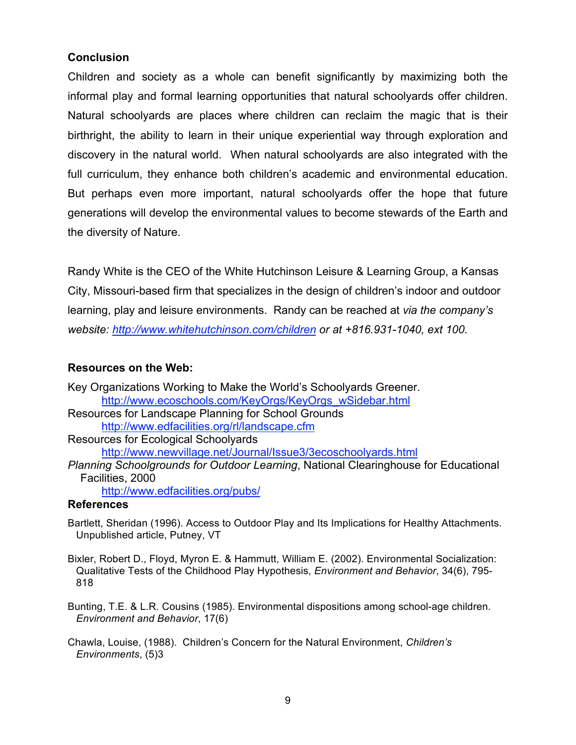## Conclusion

Children and society as a whole can benefit significantly by maximizing both the informal play and formal learning opportunities that natural schoolyards offer children. Natural schoolyards are places where children can reclaim the magic that is their birthright, the ability to learn in their unique experiential way through exploration and discovery in the natural world. When natural schoolyards are also integrated with the full curriculum, they enhance both children's academic and environmental education. But perhaps even more important, natural schoolyards offer the hope that future generations will develop the environmental values to become stewards of the Earth and the diversity of Nature.

Randy White is the CEO of the White Hutchinson Leisure & Learning Group, a Kansas City, Missouri-based firm that specializes in the design of children's indoor and outdoor learning, play and leisure environments. Randy can be reached at *via the company's website: [http://www.whitehutchinson.com/children](http://www.whitehutchinson.com/children) or at +816.931-1040, ext 100.*

## Resources on the Web:

Key Organizations Working to Make the World's Schoolyards Greener.
    [http://www.ecoschools.com/KeyOrgs/KeyOrgs_wSidebar.html](http://www.ecoschools.com/KeyOrgs/KeyOrgs_wSidebar.html)

Resources for Landscape Planning for School Grounds
    [http://www.edfacilities.org/rl/landscape.cfm](http://www.edfacilities.org/rl/landscape.cfm)

Resources for Ecological Schoolyards
    [http://www.newvillage.net/Journal/Issue3/3ecoschoolyards.html](http://www.newvillage.net/Journal/Issue3/3ecoschoolyards.html)

*Planning Schoolgrounds for Outdoor Learning*, National Clearinghouse for Educational Facilities, 2000
    [http://www.edfacilities.org/pubs/](http://www.edfacilities.org/pubs/)

## References

Bartlett, Sheridan (1996). Access to Outdoor Play and Its Implications for Healthy Attachments. Unpublished article, Putney, VT

Bixler, Robert D., Floyd, Myron E. & Hammutt, William E. (2002). Environmental Socialization: Qualitative Tests of the Childhood Play Hypothesis, *Environment and Behavior*, 34(6), 795-818

Bunting, T.E. & L.R. Cousins (1985). Environmental dispositions among school-age children. *Environment and Behavior*, 17(6)

Chawla, Louise, (1988). Children's Concern for the Natural Environment, *Children's Environments*, (5)3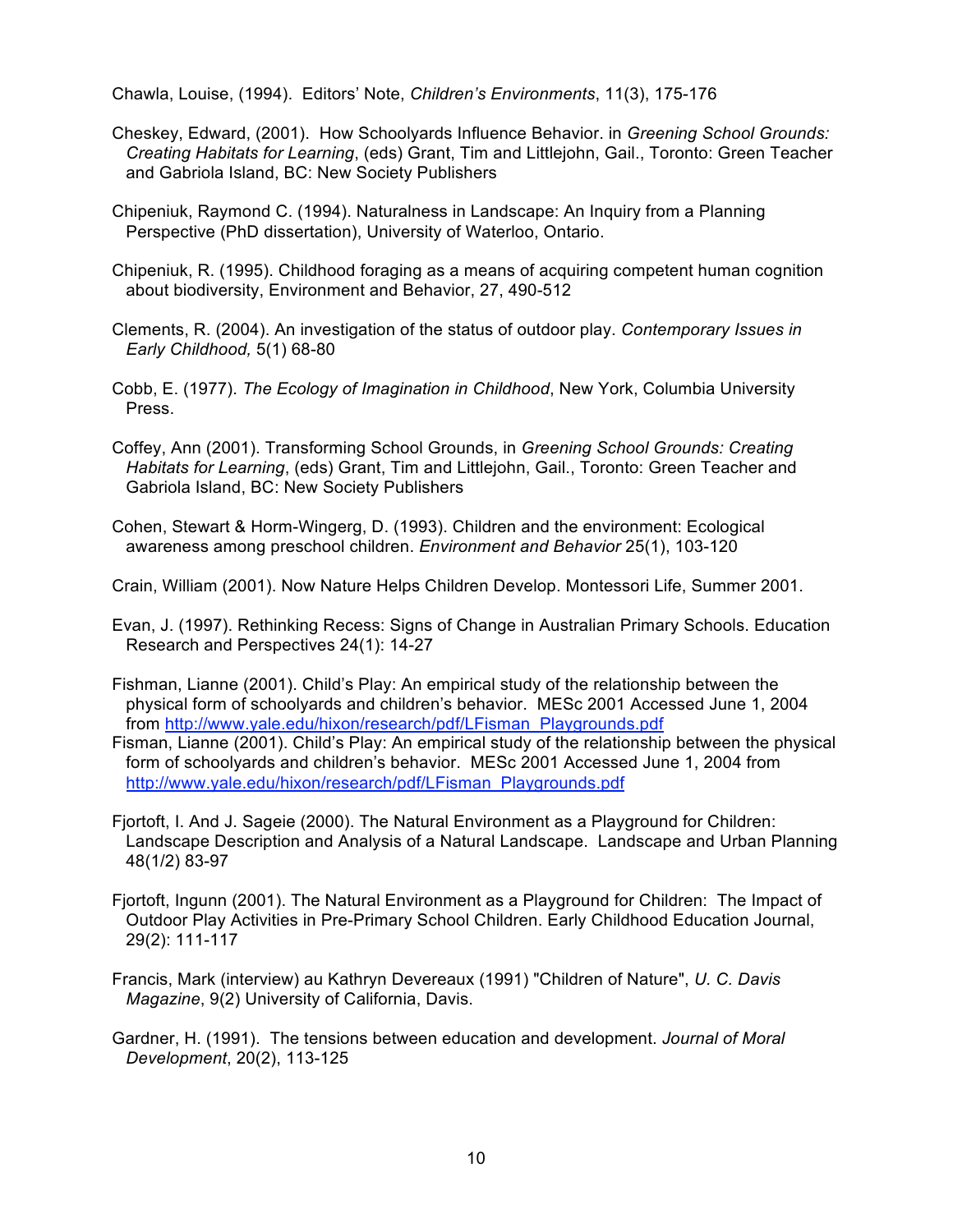Chawla, Louise, (1994). Editors' Note, *Children's Environments*, 11(3), 175-176

Cheskey, Edward, (2001). How Schoolyards Influence Behavior. in *Greening School Grounds: Creating Habitats for Learning*, (eds) Grant, Tim and Littlejohn, Gail., Toronto: Green Teacher and Gabriola Island, BC: New Society Publishers

Chipeniuk, Raymond C. (1994). Naturalness in Landscape: An Inquiry from a Planning Perspective (PhD dissertation), University of Waterloo, Ontario.

Chipeniuk, R. (1995). Childhood foraging as a means of acquiring competent human cognition about biodiversity, Environment and Behavior, 27, 490-512

Clements, R. (2004). An investigation of the status of outdoor play. *Contemporary Issues in Early Childhood,* 5(1) 68-80

Cobb, E. (1977). *The Ecology of Imagination in Childhood*, New York, Columbia University Press.

Coffey, Ann (2001). Transforming School Grounds, in *Greening School Grounds: Creating Habitats for Learning*, (eds) Grant, Tim and Littlejohn, Gail., Toronto: Green Teacher and Gabriola Island, BC: New Society Publishers

Cohen, Stewart & Horm-Wingerg, D. (1993). Children and the environment: Ecological awareness among preschool children. *Environment and Behavior* 25(1), 103-120

Crain, William (2001). Now Nature Helps Children Develop. Montessori Life, Summer 2001.

Evan, J. (1997). Rethinking Recess: Signs of Change in Australian Primary Schools. Education Research and Perspectives 24(1): 14-27

Fishman, Lianne (2001). Child's Play: An empirical study of the relationship between the physical form of schoolyards and children's behavior. MESc 2001 Accessed June 1, 2004 from http://www.yale.edu/hixon/research/pdf/LFisman_Playgrounds.pdf

Fisman, Lianne (2001). Child's Play: An empirical study of the relationship between the physical form of schoolyards and children's behavior. MESc 2001 Accessed June 1, 2004 from http://www.yale.edu/hixon/research/pdf/LFisman_Playgrounds.pdf

Fjortoft, I. And J. Sageie (2000). The Natural Environment as a Playground for Children: Landscape Description and Analysis of a Natural Landscape. Landscape and Urban Planning 48(1/2) 83-97

Fjortoft, Ingunn (2001). The Natural Environment as a Playground for Children: The Impact of Outdoor Play Activities in Pre-Primary School Children. Early Childhood Education Journal, 29(2): 111-117

Francis, Mark (interview) au Kathryn Devereaux (1991) "Children of Nature", *U. C. Davis Magazine*, 9(2) University of California, Davis.

Gardner, H. (1991). The tensions between education and development. *Journal of Moral Development*, 20(2), 113-125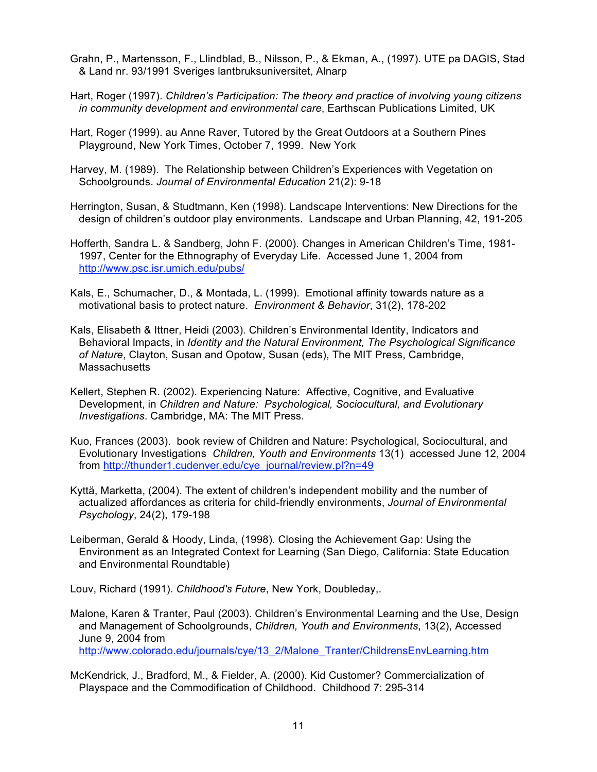Grahn, P., Martensson, F., Llindblad, B., Nilsson, P., & Ekman, A., (1997). UTE pa DAGIS, Stad & Land nr. 93/1991 Sveriges lantbruksuniversitet, Alnarp

Hart, Roger (1997). *Children's Participation: The theory and practice of involving young citizens in community development and environmental care*, Earthscan Publications Limited, UK

Hart, Roger (1999). au Anne Raver, Tutored by the Great Outdoors at a Southern Pines Playground, New York Times, October 7, 1999. New York

Harvey, M. (1989). The Relationship between Children's Experiences with Vegetation on Schoolgrounds. *Journal of Environmental Education* 21(2): 9-18

Herrington, Susan, & Studtmann, Ken (1998). Landscape Interventions: New Directions for the design of children's outdoor play environments. Landscape and Urban Planning, 42, 191-205

Hofferth, Sandra L. & Sandberg, John F. (2000). Changes in American Children's Time, 1981-1997, Center for the Ethnography of Everyday Life. Accessed June 1, 2004 from http://www.psc.isr.umich.edu/pubs/

Kals, E., Schumacher, D., & Montada, L. (1999). Emotional affinity towards nature as a motivational basis to protect nature. *Environment & Behavior*, 31(2), 178-202

Kals, Elisabeth & Ittner, Heidi (2003). Children's Environmental Identity, Indicators and Behavioral Impacts, in *Identity and the Natural Environment, The Psychological Significance of Nature*, Clayton, Susan and Opotow, Susan (eds), The MIT Press, Cambridge, Massachusetts

Kellert, Stephen R. (2002). Experiencing Nature: Affective, Cognitive, and Evaluative Development, in *Children and Nature: Psychological, Sociocultural, and Evolutionary Investigations*. Cambridge, MA: The MIT Press.

Kuo, Frances (2003). book review of Children and Nature: Psychological, Sociocultural, and Evolutionary Investigations *Children, Youth and Environments* 13(1) accessed June 12, 2004 from http://thunder1.cudenver.edu/cye_journal/review.pl?n=49

Kyttä, Marketta, (2004). The extent of children's independent mobility and the number of actualized affordances as criteria for child-friendly environments, *Journal of Environmental Psychology*, 24(2), 179-198

Leiberman, Gerald & Hoody, Linda, (1998). Closing the Achievement Gap: Using the Environment as an Integrated Context for Learning (San Diego, California: State Education and Environmental Roundtable)

Louv, Richard (1991). *Childhood's Future*, New York, Doubleday,.

Malone, Karen & Tranter, Paul (2003). Children's Environmental Learning and the Use, Design and Management of Schoolgrounds, *Children, Youth and Environments*, 13(2), Accessed June 9, 2004 from http://www.colorado.edu/journals/cye/13_2/Malone_Tranter/ChildrensEnvLearning.htm

McKendrick, J., Bradford, M., & Fielder, A. (2000). Kid Customer? Commercialization of Playspace and the Commodification of Childhood. Childhood 7: 295-314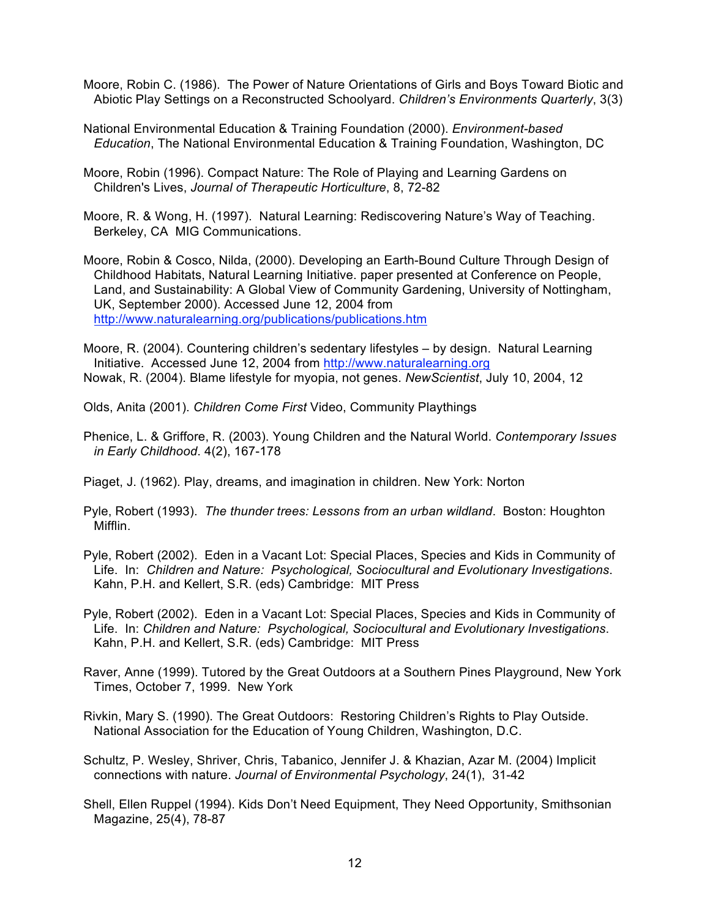Moore, Robin C. (1986). The Power of Nature Orientations of Girls and Boys Toward Biotic and Abiotic Play Settings on a Reconstructed Schoolyard. *Children's Environments Quarterly*, 3(3)

National Environmental Education & Training Foundation (2000). *Environment-based Education*, The National Environmental Education & Training Foundation, Washington, DC

Moore, Robin (1996). Compact Nature: The Role of Playing and Learning Gardens on Children's Lives, *Journal of Therapeutic Horticulture*, 8, 72-82

Moore, R. & Wong, H. (1997). Natural Learning: Rediscovering Nature's Way of Teaching. Berkeley, CA MIG Communications.

Moore, Robin & Cosco, Nilda, (2000). Developing an Earth-Bound Culture Through Design of Childhood Habitats, Natural Learning Initiative. paper presented at Conference on People, Land, and Sustainability: A Global View of Community Gardening, University of Nottingham, UK, September 2000). Accessed June 12, 2004 from http://www.naturalearning.org/publications/publications.htm

Moore, R. (2004). Countering children's sedentary lifestyles – by design. Natural Learning Initiative. Accessed June 12, 2004 from http://www.naturalearning.org

Nowak, R. (2004). Blame lifestyle for myopia, not genes. *NewScientist*, July 10, 2004, 12

Olds, Anita (2001). *Children Come First* Video, Community Playthings

Phenice, L. & Griffore, R. (2003). Young Children and the Natural World. *Contemporary Issues in Early Childhood*. 4(2), 167-178

Piaget, J. (1962). Play, dreams, and imagination in children. New York: Norton

Pyle, Robert (1993). *The thunder trees: Lessons from an urban wildland*. Boston: Houghton Mifflin.

Pyle, Robert (2002). Eden in a Vacant Lot: Special Places, Species and Kids in Community of Life. In: *Children and Nature: Psychological, Sociocultural and Evolutionary Investigations*. Kahn, P.H. and Kellert, S.R. (eds) Cambridge: MIT Press

Pyle, Robert (2002). Eden in a Vacant Lot: Special Places, Species and Kids in Community of Life. In: *Children and Nature: Psychological, Sociocultural and Evolutionary Investigations*. Kahn, P.H. and Kellert, S.R. (eds) Cambridge: MIT Press

Raver, Anne (1999). Tutored by the Great Outdoors at a Southern Pines Playground, New York Times, October 7, 1999. New York

Rivkin, Mary S. (1990). The Great Outdoors: Restoring Children's Rights to Play Outside. National Association for the Education of Young Children, Washington, D.C.

Schultz, P. Wesley, Shriver, Chris, Tabanico, Jennifer J. & Khazian, Azar M. (2004) Implicit connections with nature. *Journal of Environmental Psychology*, 24(1), 31-42

Shell, Ellen Ruppel (1994). Kids Don't Need Equipment, They Need Opportunity, Smithsonian Magazine, 25(4), 78-87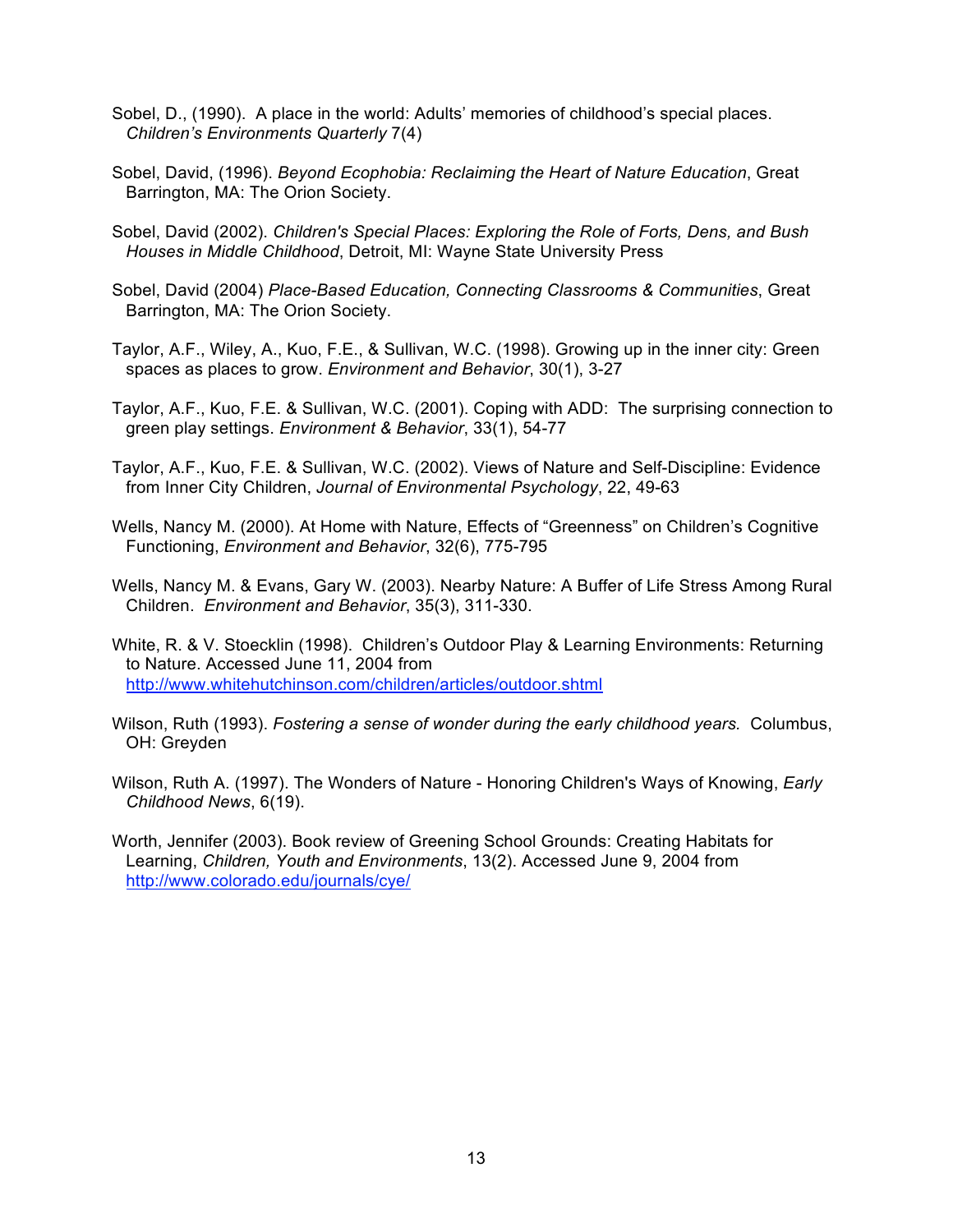Sobel, D., (1990). A place in the world: Adults' memories of childhood's special places. *Children's Environments Quarterly* 7(4)

Sobel, David, (1996). *Beyond Ecophobia: Reclaiming the Heart of Nature Education*, Great Barrington, MA: The Orion Society.

Sobel, David (2002). *Children's Special Places: Exploring the Role of Forts, Dens, and Bush Houses in Middle Childhood*, Detroit, MI: Wayne State University Press

Sobel, David (2004) *Place-Based Education, Connecting Classrooms & Communities*, Great Barrington, MA: The Orion Society.

Taylor, A.F., Wiley, A., Kuo, F.E., & Sullivan, W.C. (1998). Growing up in the inner city: Green spaces as places to grow. *Environment and Behavior*, 30(1), 3-27

Taylor, A.F., Kuo, F.E. & Sullivan, W.C. (2001). Coping with ADD: The surprising connection to green play settings. *Environment & Behavior*, 33(1), 54-77

Taylor, A.F., Kuo, F.E. & Sullivan, W.C. (2002). Views of Nature and Self-Discipline: Evidence from Inner City Children, *Journal of Environmental Psychology*, 22, 49-63

Wells, Nancy M. (2000). At Home with Nature, Effects of "Greenness" on Children's Cognitive Functioning, *Environment and Behavior*, 32(6), 775-795

Wells, Nancy M. & Evans, Gary W. (2003). Nearby Nature: A Buffer of Life Stress Among Rural Children. *Environment and Behavior*, 35(3), 311-330.

White, R. & V. Stoecklin (1998). Children's Outdoor Play & Learning Environments: Returning to Nature. Accessed June 11, 2004 from http://www.whitehutchinson.com/children/articles/outdoor.shtml

Wilson, Ruth (1993). *Fostering a sense of wonder during the early childhood years.* Columbus, OH: Greyden

Wilson, Ruth A. (1997). The Wonders of Nature - Honoring Children's Ways of Knowing, *Early Childhood News*, 6(19).

Worth, Jennifer (2003). Book review of Greening School Grounds: Creating Habitats for Learning, *Children, Youth and Environments*, 13(2). Accessed June 9, 2004 from http://www.colorado.edu/journals/cye/